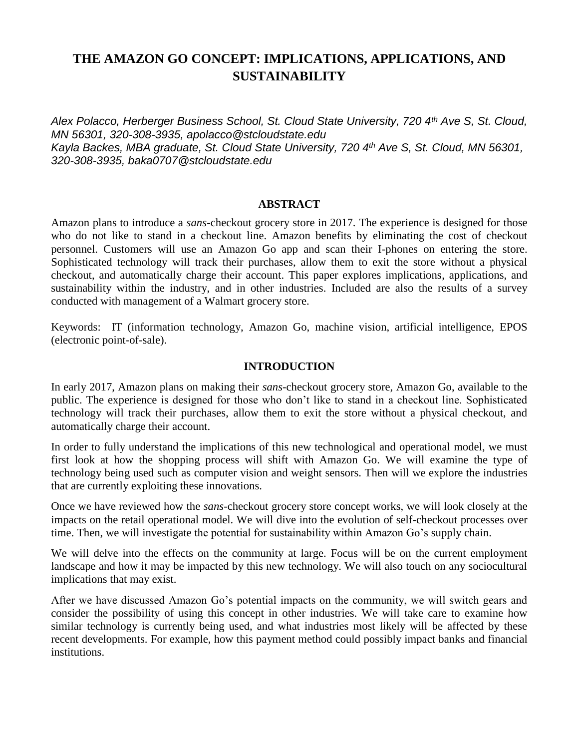# THE AMAZON GO CONCEPT: IMPLICATIONS, APPLICATIONS, AND SUSTAINABILITY

*Alex Polacco, Herberger Business School, St. Cloud State University, 720 4th Ave S, St. Cloud, MN 56301, 320-308-3935, apolacco@stcloudstate.edu*
*Kayla Backes, MBA graduate, St. Cloud State University, 720 4th Ave S, St. Cloud, MN 56301, 320-308-3935, baka0707@stcloudstate.edu*

## ABSTRACT

Amazon plans to introduce a *sans*-checkout grocery store in 2017. The experience is designed for those who do not like to stand in a checkout line. Amazon benefits by eliminating the cost of checkout personnel. Customers will use an Amazon Go app and scan their I-phones on entering the store. Sophisticated technology will track their purchases, allow them to exit the store without a physical checkout, and automatically charge their account. This paper explores implications, applications, and sustainability within the industry, and in other industries. Included are also the results of a survey conducted with management of a Walmart grocery store.

Keywords: IT (information technology, Amazon Go, machine vision, artificial intelligence, EPOS (electronic point-of-sale).

## INTRODUCTION

In early 2017, Amazon plans on making their *sans*-checkout grocery store, Amazon Go, available to the public. The experience is designed for those who don't like to stand in a checkout line. Sophisticated technology will track their purchases, allow them to exit the store without a physical checkout, and automatically charge their account.

In order to fully understand the implications of this new technological and operational model, we must first look at how the shopping process will shift with Amazon Go. We will examine the type of technology being used such as computer vision and weight sensors. Then will we explore the industries that are currently exploiting these innovations.

Once we have reviewed how the *sans*-checkout grocery store concept works, we will look closely at the impacts on the retail operational model. We will dive into the evolution of self-checkout processes over time. Then, we will investigate the potential for sustainability within Amazon Go's supply chain.

We will delve into the effects on the community at large. Focus will be on the current employment landscape and how it may be impacted by this new technology. We will also touch on any sociocultural implications that may exist.

After we have discussed Amazon Go's potential impacts on the community, we will switch gears and consider the possibility of using this concept in other industries. We will take care to examine how similar technology is currently being used, and what industries most likely will be affected by these recent developments. For example, how this payment method could possibly impact banks and financial institutions.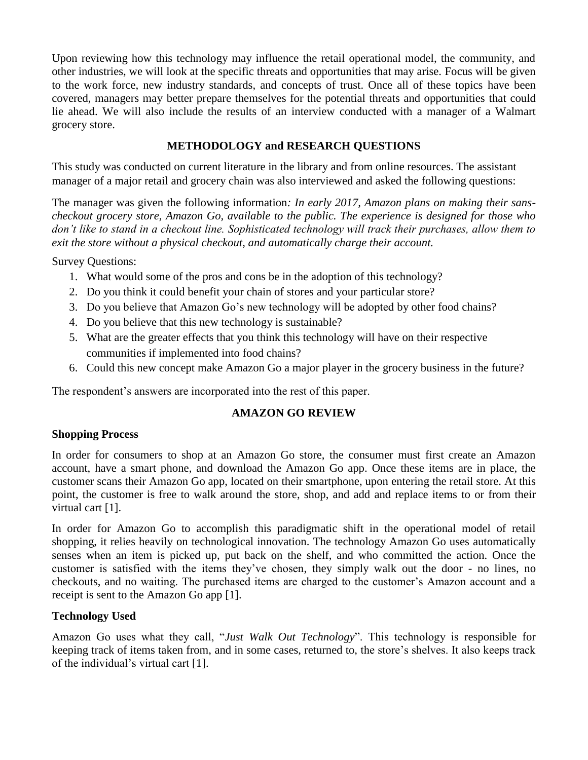Upon reviewing how this technology may influence the retail operational model, the community, and other industries, we will look at the specific threats and opportunities that may arise. Focus will be given to the work force, new industry standards, and concepts of trust. Once all of these topics have been covered, managers may better prepare themselves for the potential threats and opportunities that could lie ahead. We will also include the results of an interview conducted with a manager of a Walmart grocery store.

## METHODOLOGY and RESEARCH QUESTIONS

This study was conducted on current literature in the library and from online resources. The assistant manager of a major retail and grocery chain was also interviewed and asked the following questions:

The manager was given the following information*: In early 2017, Amazon plans on making their sans-checkout grocery store, Amazon Go, available to the public. The experience is designed for those who don't like to stand in a checkout line. Sophisticated technology will track their purchases, allow them to exit the store without a physical checkout, and automatically charge their account.*

Survey Questions:

1. What would some of the pros and cons be in the adoption of this technology?
2. Do you think it could benefit your chain of stores and your particular store?
3. Do you believe that Amazon Go's new technology will be adopted by other food chains?
4. Do you believe that this new technology is sustainable?
5. What are the greater effects that you think this technology will have on their respective communities if implemented into food chains?
6. Could this new concept make Amazon Go a major player in the grocery business in the future?

The respondent's answers are incorporated into the rest of this paper.

## AMAZON GO REVIEW

### Shopping Process

In order for consumers to shop at an Amazon Go store, the consumer must first create an Amazon account, have a smart phone, and download the Amazon Go app. Once these items are in place, the customer scans their Amazon Go app, located on their smartphone, upon entering the retail store. At this point, the customer is free to walk around the store, shop, and add and replace items to or from their virtual cart [1].

In order for Amazon Go to accomplish this paradigmatic shift in the operational model of retail shopping, it relies heavily on technological innovation. The technology Amazon Go uses automatically senses when an item is picked up, put back on the shelf, and who committed the action. Once the customer is satisfied with the items they've chosen, they simply walk out the door - no lines, no checkouts, and no waiting. The purchased items are charged to the customer's Amazon account and a receipt is sent to the Amazon Go app [1].

### Technology Used

Amazon Go uses what they call, "*Just Walk Out Technology*". This technology is responsible for keeping track of items taken from, and in some cases, returned to, the store's shelves. It also keeps track of the individual's virtual cart [1].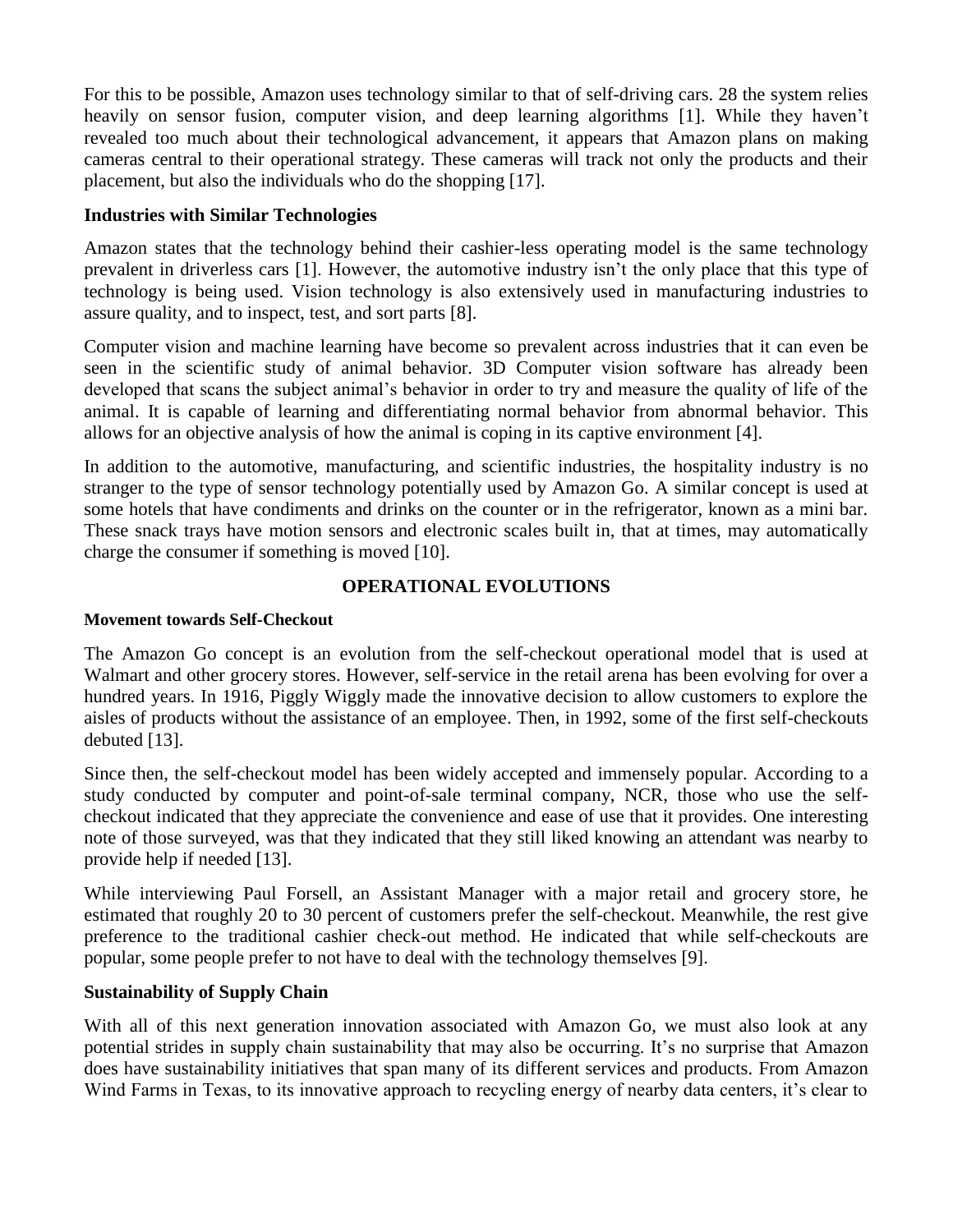For this to be possible, Amazon uses technology similar to that of self-driving cars. 28 the system relies heavily on sensor fusion, computer vision, and deep learning algorithms [1]. While they haven't revealed too much about their technological advancement, it appears that Amazon plans on making cameras central to their operational strategy. These cameras will track not only the products and their placement, but also the individuals who do the shopping [17].

### Industries with Similar Technologies

Amazon states that the technology behind their cashier-less operating model is the same technology prevalent in driverless cars [1]. However, the automotive industry isn't the only place that this type of technology is being used. Vision technology is also extensively used in manufacturing industries to assure quality, and to inspect, test, and sort parts [8].

Computer vision and machine learning have become so prevalent across industries that it can even be seen in the scientific study of animal behavior. 3D Computer vision software has already been developed that scans the subject animal's behavior in order to try and measure the quality of life of the animal. It is capable of learning and differentiating normal behavior from abnormal behavior. This allows for an objective analysis of how the animal is coping in its captive environment [4].

In addition to the automotive, manufacturing, and scientific industries, the hospitality industry is no stranger to the type of sensor technology potentially used by Amazon Go. A similar concept is used at some hotels that have condiments and drinks on the counter or in the refrigerator, known as a mini bar. These snack trays have motion sensors and electronic scales built in, that at times, may automatically charge the consumer if something is moved [10].

## OPERATIONAL EVOLUTIONS

#### Movement towards Self-Checkout

The Amazon Go concept is an evolution from the self-checkout operational model that is used at Walmart and other grocery stores. However, self-service in the retail arena has been evolving for over a hundred years. In 1916, Piggly Wiggly made the innovative decision to allow customers to explore the aisles of products without the assistance of an employee. Then, in 1992, some of the first self-checkouts debuted [13].

Since then, the self-checkout model has been widely accepted and immensely popular. According to a study conducted by computer and point-of-sale terminal company, NCR, those who use the self-checkout indicated that they appreciate the convenience and ease of use that it provides. One interesting note of those surveyed, was that they indicated that they still liked knowing an attendant was nearby to provide help if needed [13].

While interviewing Paul Forsell, an Assistant Manager with a major retail and grocery store, he estimated that roughly 20 to 30 percent of customers prefer the self-checkout. Meanwhile, the rest give preference to the traditional cashier check-out method. He indicated that while self-checkouts are popular, some people prefer to not have to deal with the technology themselves [9].

### Sustainability of Supply Chain

With all of this next generation innovation associated with Amazon Go, we must also look at any potential strides in supply chain sustainability that may also be occurring. It's no surprise that Amazon does have sustainability initiatives that span many of its different services and products. From Amazon Wind Farms in Texas, to its innovative approach to recycling energy of nearby data centers, it's clear to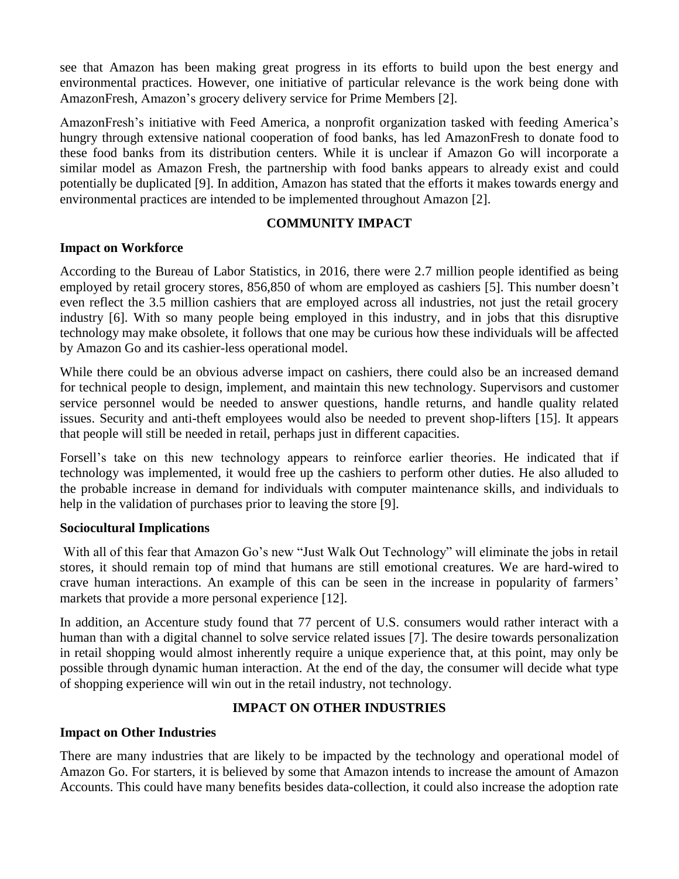see that Amazon has been making great progress in its efforts to build upon the best energy and environmental practices. However, one initiative of particular relevance is the work being done with AmazonFresh, Amazon's grocery delivery service for Prime Members [2].

AmazonFresh's initiative with Feed America, a nonprofit organization tasked with feeding America's hungry through extensive national cooperation of food banks, has led AmazonFresh to donate food to these food banks from its distribution centers. While it is unclear if Amazon Go will incorporate a similar model as Amazon Fresh, the partnership with food banks appears to already exist and could potentially be duplicated [9]. In addition, Amazon has stated that the efforts it makes towards energy and environmental practices are intended to be implemented throughout Amazon [2].

## COMMUNITY IMPACT

### Impact on Workforce

According to the Bureau of Labor Statistics, in 2016, there were 2.7 million people identified as being employed by retail grocery stores, 856,850 of whom are employed as cashiers [5]. This number doesn't even reflect the 3.5 million cashiers that are employed across all industries, not just the retail grocery industry [6]. With so many people being employed in this industry, and in jobs that this disruptive technology may make obsolete, it follows that one may be curious how these individuals will be affected by Amazon Go and its cashier-less operational model.

While there could be an obvious adverse impact on cashiers, there could also be an increased demand for technical people to design, implement, and maintain this new technology. Supervisors and customer service personnel would be needed to answer questions, handle returns, and handle quality related issues. Security and anti-theft employees would also be needed to prevent shop-lifters [15]. It appears that people will still be needed in retail, perhaps just in different capacities.

Forsell's take on this new technology appears to reinforce earlier theories. He indicated that if technology was implemented, it would free up the cashiers to perform other duties. He also alluded to the probable increase in demand for individuals with computer maintenance skills, and individuals to help in the validation of purchases prior to leaving the store [9].

### Sociocultural Implications

With all of this fear that Amazon Go's new "Just Walk Out Technology" will eliminate the jobs in retail stores, it should remain top of mind that humans are still emotional creatures. We are hard-wired to crave human interactions. An example of this can be seen in the increase in popularity of farmers' markets that provide a more personal experience [12].

In addition, an Accenture study found that 77 percent of U.S. consumers would rather interact with a human than with a digital channel to solve service related issues [7]. The desire towards personalization in retail shopping would almost inherently require a unique experience that, at this point, may only be possible through dynamic human interaction. At the end of the day, the consumer will decide what type of shopping experience will win out in the retail industry, not technology.

## IMPACT ON OTHER INDUSTRIES

### Impact on Other Industries

There are many industries that are likely to be impacted by the technology and operational model of Amazon Go. For starters, it is believed by some that Amazon intends to increase the amount of Amazon Accounts. This could have many benefits besides data-collection, it could also increase the adoption rate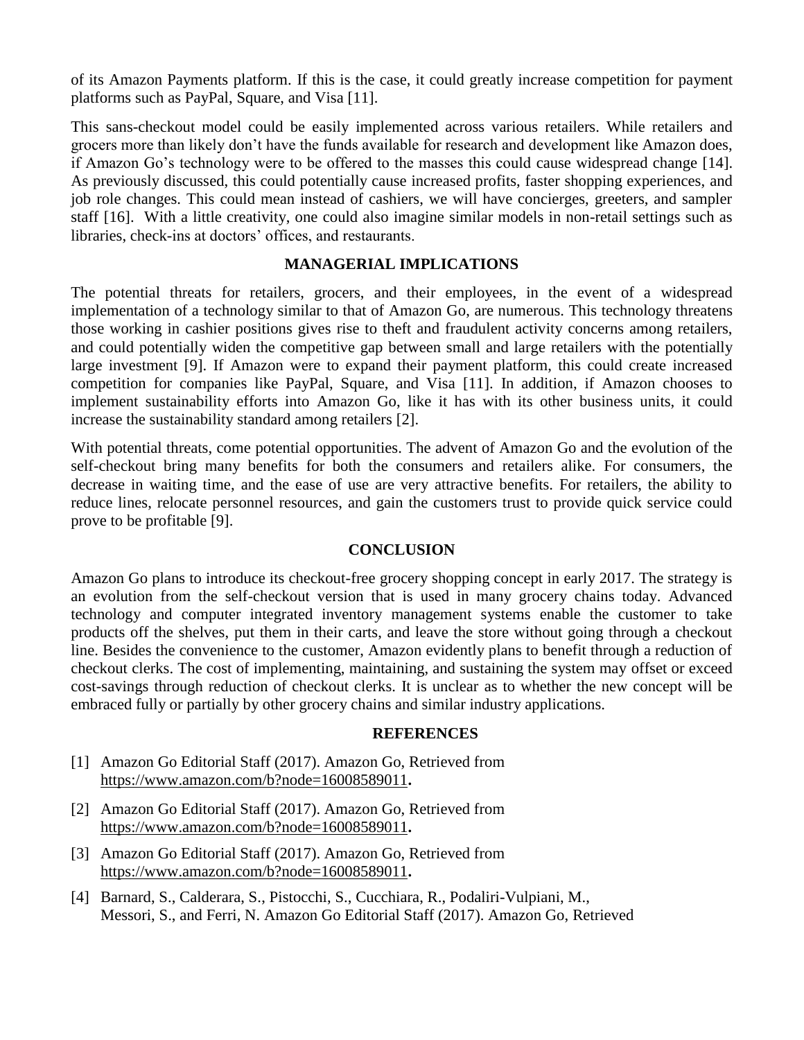of its Amazon Payments platform. If this is the case, it could greatly increase competition for payment platforms such as PayPal, Square, and Visa [11].

This sans-checkout model could be easily implemented across various retailers. While retailers and grocers more than likely don't have the funds available for research and development like Amazon does, if Amazon Go's technology were to be offered to the masses this could cause widespread change [14]. As previously discussed, this could potentially cause increased profits, faster shopping experiences, and job role changes. This could mean instead of cashiers, we will have concierges, greeters, and sampler staff [16]. With a little creativity, one could also imagine similar models in non-retail settings such as libraries, check-ins at doctors' offices, and restaurants.

## MANAGERIAL IMPLICATIONS

The potential threats for retailers, grocers, and their employees, in the event of a widespread implementation of a technology similar to that of Amazon Go, are numerous. This technology threatens those working in cashier positions gives rise to theft and fraudulent activity concerns among retailers, and could potentially widen the competitive gap between small and large retailers with the potentially large investment [9]. If Amazon were to expand their payment platform, this could create increased competition for companies like PayPal, Square, and Visa [11]. In addition, if Amazon chooses to implement sustainability efforts into Amazon Go, like it has with its other business units, it could increase the sustainability standard among retailers [2].

With potential threats, come potential opportunities. The advent of Amazon Go and the evolution of the self-checkout bring many benefits for both the consumers and retailers alike. For consumers, the decrease in waiting time, and the ease of use are very attractive benefits. For retailers, the ability to reduce lines, relocate personnel resources, and gain the customers trust to provide quick service could prove to be profitable [9].

## CONCLUSION

Amazon Go plans to introduce its checkout-free grocery shopping concept in early 2017. The strategy is an evolution from the self-checkout version that is used in many grocery chains today. Advanced technology and computer integrated inventory management systems enable the customer to take products off the shelves, put them in their carts, and leave the store without going through a checkout line. Besides the convenience to the customer, Amazon evidently plans to benefit through a reduction of checkout clerks. The cost of implementing, maintaining, and sustaining the system may offset or exceed cost-savings through reduction of checkout clerks. It is unclear as to whether the new concept will be embraced fully or partially by other grocery chains and similar industry applications.

## REFERENCES

[1] Amazon Go Editorial Staff (2017). Amazon Go, Retrieved from https://www.amazon.com/b?node=16008589011.

[2] Amazon Go Editorial Staff (2017). Amazon Go, Retrieved from https://www.amazon.com/b?node=16008589011.

[3] Amazon Go Editorial Staff (2017). Amazon Go, Retrieved from https://www.amazon.com/b?node=16008589011.

[4] Barnard, S., Calderara, S., Pistocchi, S., Cucchiara, R., Podaliri-Vulpiani, M., Messori, S., and Ferri, N. Amazon Go Editorial Staff (2017). Amazon Go, Retrieved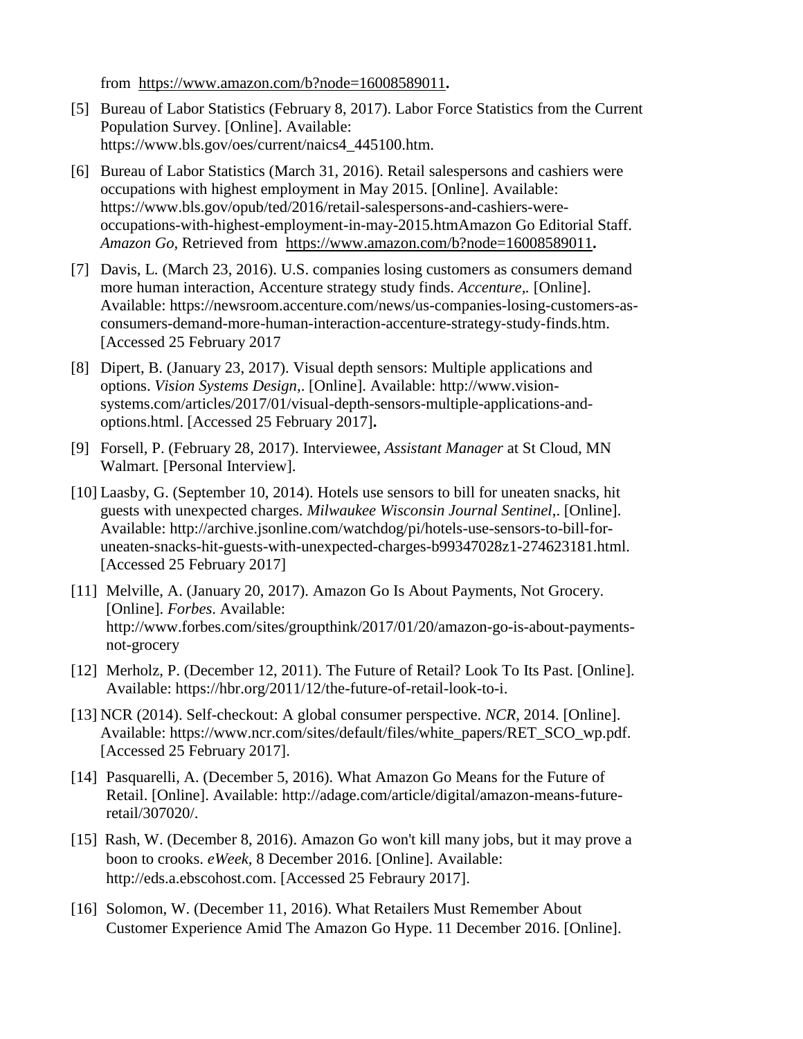from https://www.amazon.com/b?node=16008589011**.**

[5] Bureau of Labor Statistics (February 8, 2017). Labor Force Statistics from the Current Population Survey. [Online]. Available: https://www.bls.gov/oes/current/naics4_445100.htm.

[6] Bureau of Labor Statistics (March 31, 2016). Retail salespersons and cashiers were occupations with highest employment in May 2015. [Online]. Available: https://www.bls.gov/opub/ted/2016/retail-salespersons-and-cashiers-were-occupations-with-highest-employment-in-may-2015.htmAmazon Go Editorial Staff. *Amazon Go,* Retrieved from https://www.amazon.com/b?node=16008589011**.**

[7] Davis, L. (March 23, 2016). U.S. companies losing customers as consumers demand more human interaction, Accenture strategy study finds. *Accenture*,. [Online]. Available: https://newsroom.accenture.com/news/us-companies-losing-customers-as-consumers-demand-more-human-interaction-accenture-strategy-study-finds.htm. [Accessed 25 February 2017

[8] Dipert, B. (January 23, 2017). Visual depth sensors: Multiple applications and options. *Vision Systems Design*,. [Online]. Available: http://www.vision-systems.com/articles/2017/01/visual-depth-sensors-multiple-applications-and-options.html. [Accessed 25 February 2017]**.**

[9] Forsell, P. (February 28, 2017). Interviewee, *Assistant Manager* at St Cloud, MN Walmart*.* [Personal Interview].

[10] Laasby, G. (September 10, 2014). Hotels use sensors to bill for uneaten snacks, hit guests with unexpected charges. *Milwaukee Wisconsin Journal Sentinel*,. [Online]. Available: http://archive.jsonline.com/watchdog/pi/hotels-use-sensors-to-bill-for-uneaten-snacks-hit-guests-with-unexpected-charges-b99347028z1-274623181.html. [Accessed 25 February 2017]

[11] Melville, A. (January 20, 2017). Amazon Go Is About Payments, Not Grocery. [Online]. *Forbes*. Available: http://www.forbes.com/sites/groupthink/2017/01/20/amazon-go-is-about-payments-not-grocery

[12] Merholz, P. (December 12, 2011). The Future of Retail? Look To Its Past. [Online]. Available: https://hbr.org/2011/12/the-future-of-retail-look-to-i.

[13] NCR (2014). Self-checkout: A global consumer perspective. *NCR,* 2014. [Online]. Available: https://www.ncr.com/sites/default/files/white_papers/RET_SCO_wp.pdf. [Accessed 25 February 2017].

[14] Pasquarelli, A. (December 5, 2016). What Amazon Go Means for the Future of Retail. [Online]. Available: http://adage.com/article/digital/amazon-means-future-retail/307020/.

[15] Rash, W. (December 8, 2016). Amazon Go won't kill many jobs, but it may prove a boon to crooks. *eWeek,* 8 December 2016. [Online]. Available: http://eds.a.ebscohost.com. [Accessed 25 Febraury 2017].

[16] Solomon, W. (December 11, 2016). What Retailers Must Remember About Customer Experience Amid The Amazon Go Hype. 11 December 2016. [Online].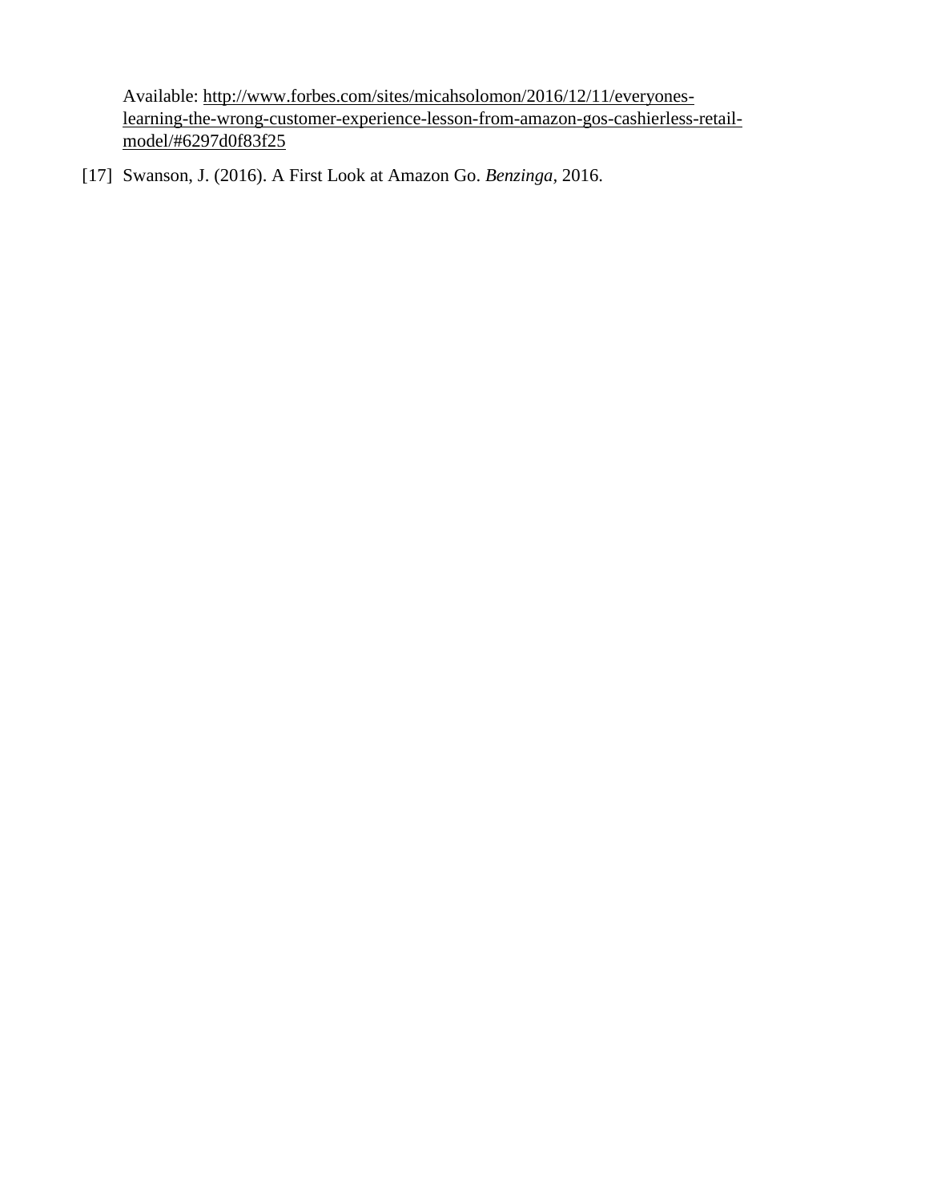Available: http://www.forbes.com/sites/micahsolomon/2016/12/11/everyones-learning-the-wrong-customer-experience-lesson-from-amazon-gos-cashierless-retail-model/#6297d0f83f25

[17] Swanson, J. (2016). A First Look at Amazon Go. *Benzinga*, 2016.